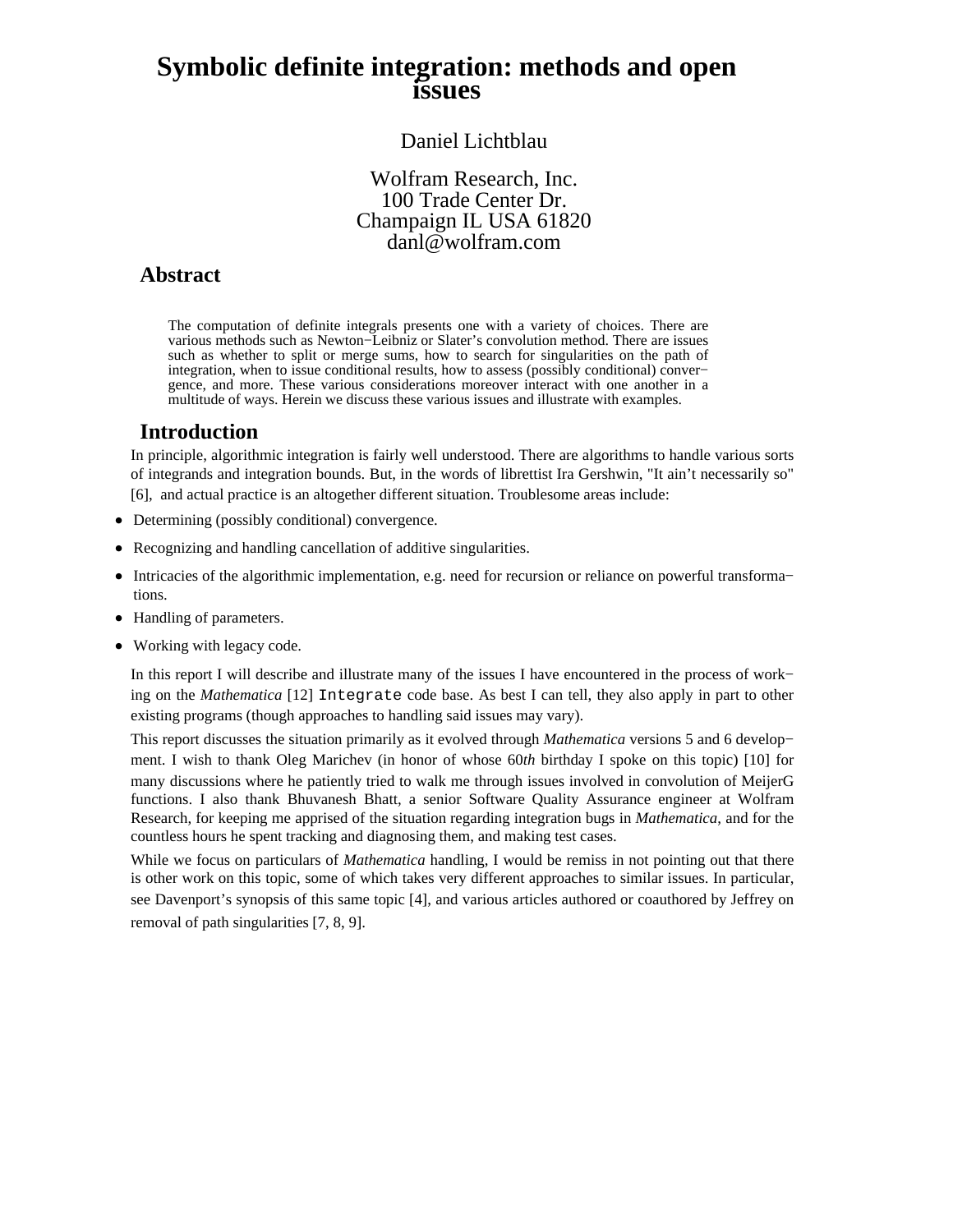# Symbolic definite integration: methods and open issues

Daniel Lichtblau

Wolfram Research, Inc.
100 Trade Center Dr.
Champaign IL USA 61820
danl@wolfram.com

## Abstract

The computation of definite integrals presents one with a variety of choices. There are various methods such as Newton−Leibniz or Slater's convolution method. There are issues such as whether to split or merge sums, how to search for singularities on the path of integration, when to issue conditional results, how to assess (possibly conditional) convergence, and more. These various considerations moreover interact with one another in a multitude of ways. Herein we discuss these various issues and illustrate with examples.

## Introduction

In principle, algorithmic integration is fairly well understood. There are algorithms to handle various sorts of integrands and integration bounds. But, in the words of librettist Ira Gershwin, "It ain't necessarily so" [6], and actual practice is an altogether different situation. Troublesome areas include:

- Determining (possibly conditional) convergence.
- Recognizing and handling cancellation of additive singularities.
- Intricacies of the algorithmic implementation, e.g. need for recursion or reliance on powerful transformations.
- Handling of parameters.
- Working with legacy code.

In this report I will describe and illustrate many of the issues I have encountered in the process of working on the *Mathematica* [12] `Integrate` code base. As best I can tell, they also apply in part to other existing programs (though approaches to handling said issues may vary).

This report discusses the situation primarily as it evolved through *Mathematica* versions 5 and 6 development. I wish to thank Oleg Marichev (in honor of whose 60*th* birthday I spoke on this topic) [10] for many discussions where he patiently tried to walk me through issues involved in convolution of MeijerG functions. I also thank Bhuvanesh Bhatt, a senior Software Quality Assurance engineer at Wolfram Research, for keeping me apprised of the situation regarding integration bugs in *Mathematica*, and for the countless hours he spent tracking and diagnosing them, and making test cases.

While we focus on particulars of *Mathematica* handling, I would be remiss in not pointing out that there is other work on this topic, some of which takes very different approaches to similar issues. In particular, see Davenport's synopsis of this same topic [4], and various articles authored or coauthored by Jeffrey on removal of path singularities [7, 8, 9].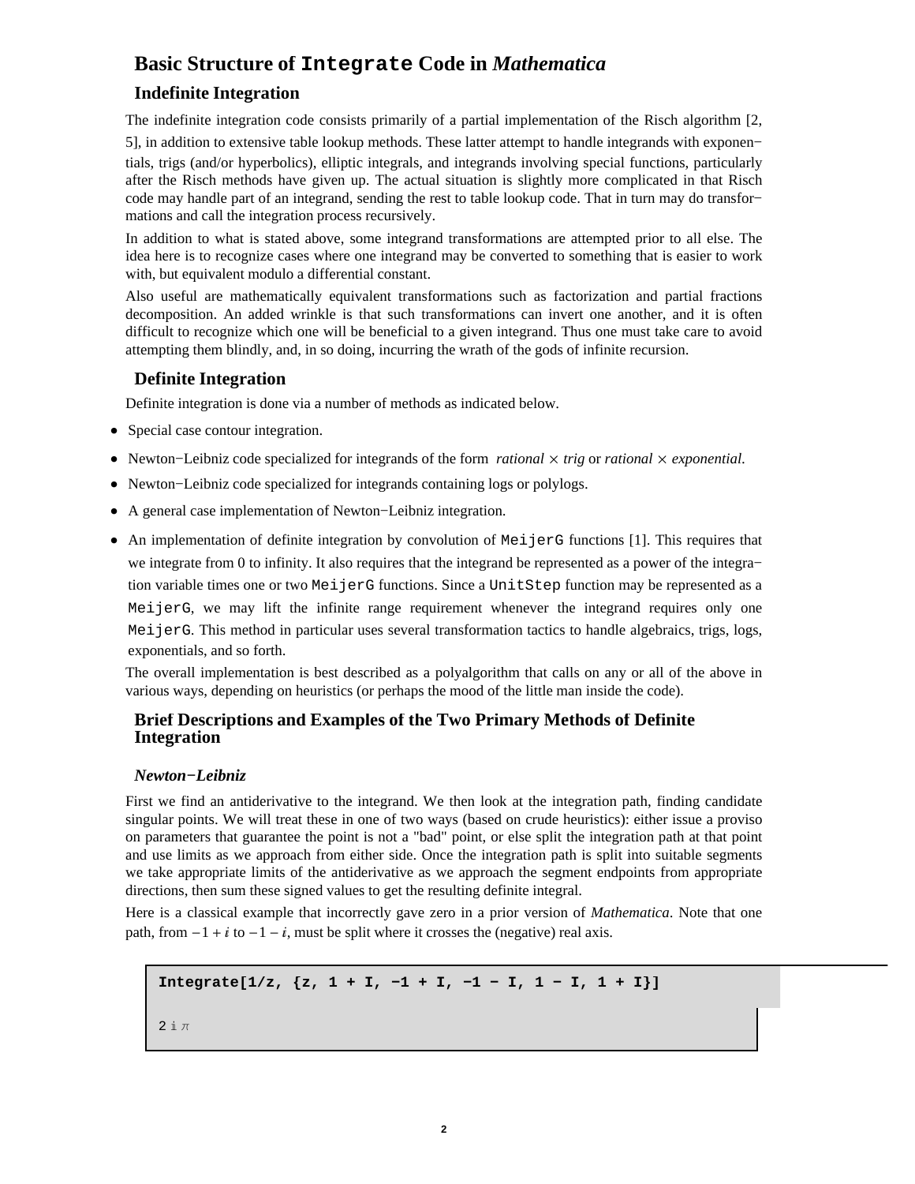# Basic Structure of `Integrate` Code in *Mathematica*

## Indefinite Integration

The indefinite integration code consists primarily of a partial implementation of the Risch algorithm [2, 5], in addition to extensive table lookup methods. These latter attempt to handle integrands with exponentials, trigs (and/or hyperbolics), elliptic integrals, and integrands involving special functions, particularly after the Risch methods have given up. The actual situation is slightly more complicated in that Risch code may handle part of an integrand, sending the rest to table lookup code. That in turn may do transformations and call the integration process recursively.

In addition to what is stated above, some integrand transformations are attempted prior to all else. The idea here is to recognize cases where one integrand may be converted to something that is easier to work with, but equivalent modulo a differential constant.

Also useful are mathematically equivalent transformations such as factorization and partial fractions decomposition. An added wrinkle is that such transformations can invert one another, and it is often difficult to recognize which one will be beneficial to a given integrand. Thus one must take care to avoid attempting them blindly, and, in so doing, incurring the wrath of the gods of infinite recursion.

## Definite Integration

Definite integration is done via a number of methods as indicated below.

- Special case contour integration.
- Newton−Leibniz code specialized for integrands of the form *rational* × *trig* or *rational* × *exponential*.
- Newton−Leibniz code specialized for integrands containing logs or polylogs.
- A general case implementation of Newton−Leibniz integration.
- An implementation of definite integration by convolution of `MeijerG` functions [1]. This requires that we integrate from 0 to infinity. It also requires that the integrand be represented as a power of the integration variable times one or two `MeijerG` functions. Since a `UnitStep` function may be represented as a `MeijerG`, we may lift the infinite range requirement whenever the integrand requires only one `MeijerG`. This method in particular uses several transformation tactics to handle algebraics, trigs, logs, exponentials, and so forth.

The overall implementation is best described as a polyalgorithm that calls on any or all of the above in various ways, depending on heuristics (or perhaps the mood of the little man inside the code).

## Brief Descriptions and Examples of the Two Primary Methods of Definite Integration

### *Newton−Leibniz*

First we find an antiderivative to the integrand. We then look at the integration path, finding candidate singular points. We will treat these in one of two ways (based on crude heuristics): either issue a proviso on parameters that guarantee the point is not a "bad" point, or else split the integration path at that point and use limits as we approach from either side. Once the integration path is split into suitable segments we take appropriate limits of the antiderivative as we approach the segment endpoints from appropriate directions, then sum these signed values to get the resulting definite integral.

Here is a classical example that incorrectly gave zero in a prior version of *Mathematica*. Note that one path, from $-1+i$ to $-1-i$, must be split where it crosses the (negative) real axis.

```
Integrate[1/z, {z, 1 + I, −1 + I, −1 − I, 1 − I, 1 + I}]
```

```
2 ⅈ π
```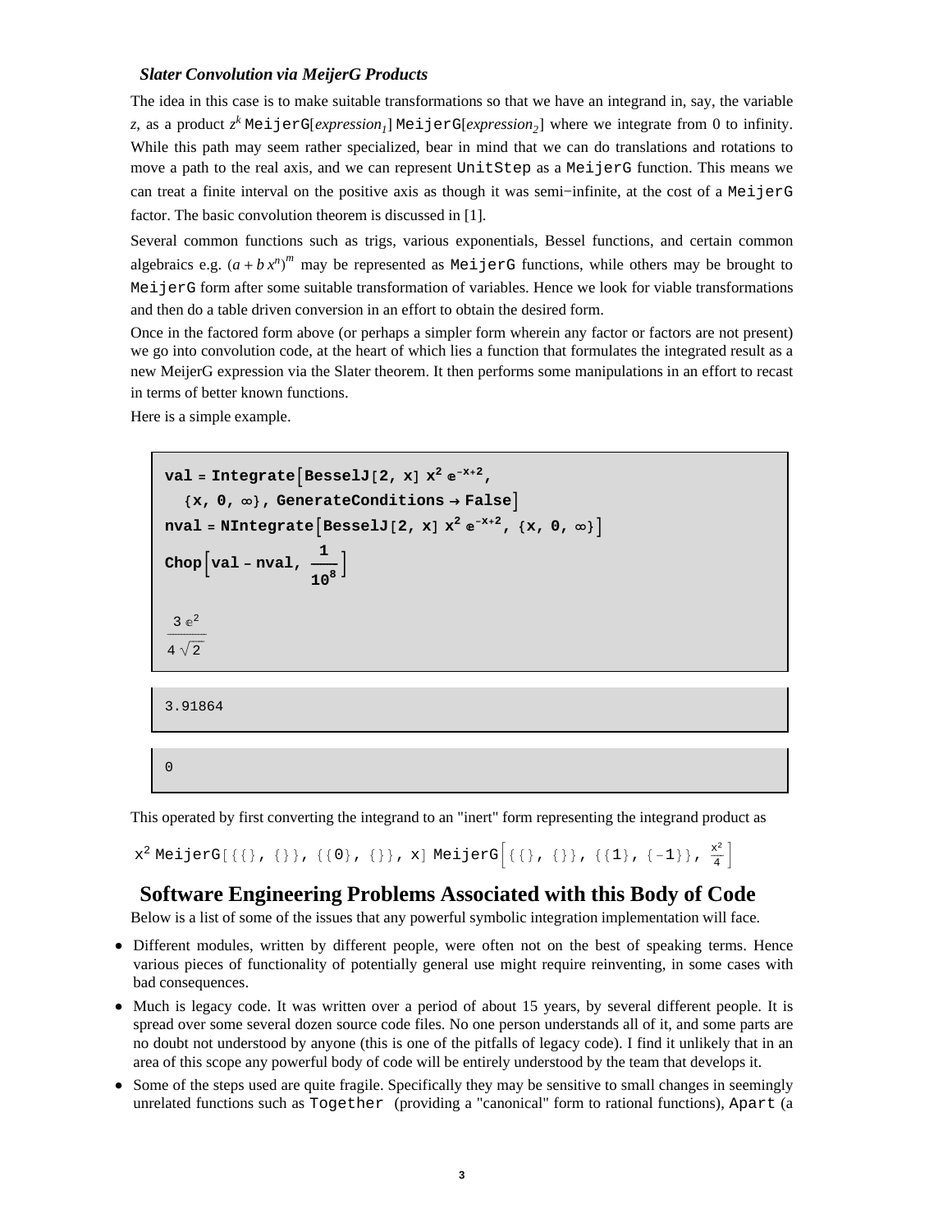### *Slater Convolution via MeijerG Products*

The idea in this case is to make suitable transformations so that we have an integrand in, say, the variable $z$, as a product $z^k$ MeijerG[$expression_1$] MeijerG[$expression_2$] where we integrate from 0 to infinity. While this path may seem rather specialized, bear in mind that we can do translations and rotations to move a path to the real axis, and we can represent UnitStep as a MeijerG function. This means we can treat a finite interval on the positive axis as though it was semi−infinite, at the cost of a MeijerG factor. The basic convolution theorem is discussed in [1].

Several common functions such as trigs, various exponentials, Bessel functions, and certain common algebraics e.g. $(a + b\,x^n)^m$ may be represented as MeijerG functions, while others may be brought to MeijerG form after some suitable transformation of variables. Hence we look for viable transformations and then do a table driven conversion in an effort to obtain the desired form.

Once in the factored form above (or perhaps a simpler form wherein any factor or factors are not present) we go into convolution code, at the heart of which lies a function that formulates the integrated result as a new MeijerG expression via the Slater theorem. It then performs some manipulations in an effort to recast in terms of better known functions.

Here is a simple example.

```
val = Integrate[BesselJ[2, x] x^2 E^(-x+2),
  {x, 0, ∞}, GenerateConditions → False]
nval = NIntegrate[BesselJ[2, x] x^2 E^(-x+2), {x, 0, ∞}]
Chop[val - nval, 1/10^8]
```

$$\frac{3\,e^2}{4\sqrt{2}}$$

```
3.91864
```

```
0
```

This operated by first converting the integrand to an "inert" form representing the integrand product as

```
x^2 MeijerG[{{}, {}}, {{0}, {}}, x] MeijerG[{{}, {}}, {{1}, {-1}}, x^2/4]
```

## Software Engineering Problems Associated with this Body of Code

Below is a list of some of the issues that any powerful symbolic integration implementation will face.

- Different modules, written by different people, were often not on the best of speaking terms. Hence various pieces of functionality of potentially general use might require reinventing, in some cases with bad consequences.
- Much is legacy code. It was written over a period of about 15 years, by several different people. It is spread over some several dozen source code files. No one person understands all of it, and some parts are no doubt not understood by anyone (this is one of the pitfalls of legacy code). I find it unlikely that in an area of this scope any powerful body of code will be entirely understood by the team that develops it.
- Some of the steps used are quite fragile. Specifically they may be sensitive to small changes in seemingly unrelated functions such as Together (providing a "canonical" form to rational functions), Apart (a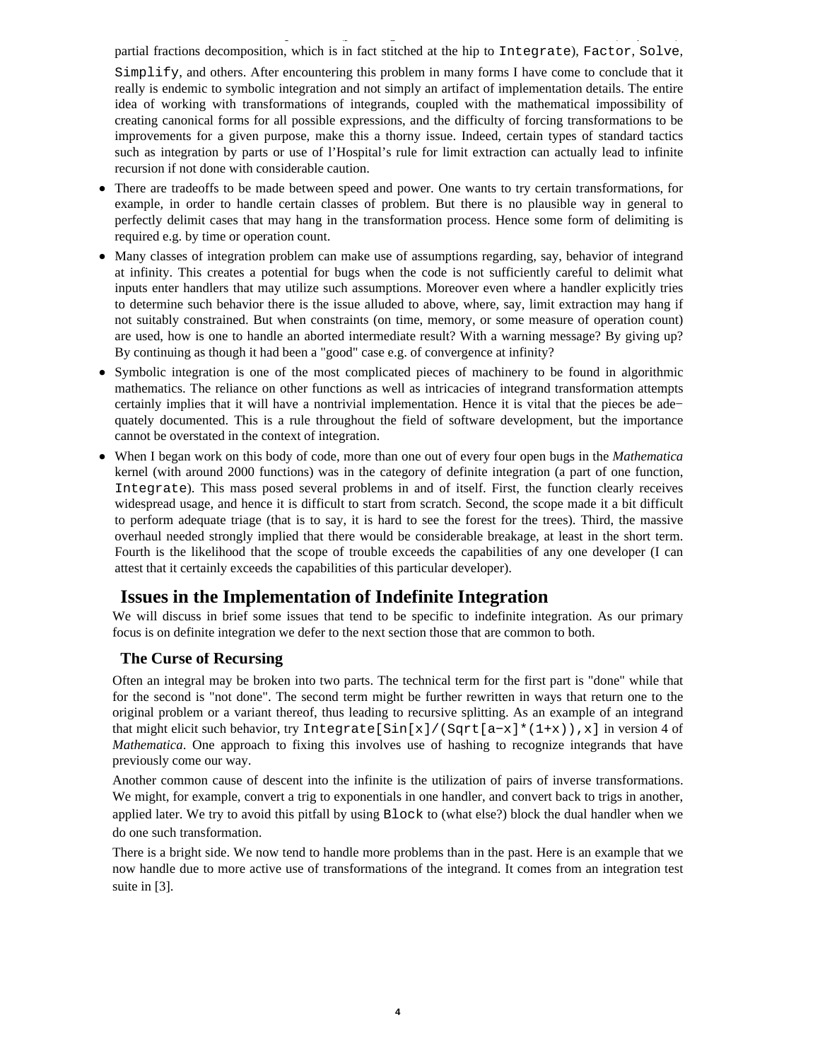partial fractions decomposition, which is in fact stitched at the hip to `Integrate`), `Factor`, `Solve`, `Simplify`, and others. After encountering this problem in many forms I have come to conclude that it really is endemic to symbolic integration and not simply an artifact of implementation details. The entire idea of working with transformations of integrands, coupled with the mathematical impossibility of creating canonical forms for all possible expressions, and the difficulty of forcing transformations to be improvements for a given purpose, make this a thorny issue. Indeed, certain types of standard tactics such as integration by parts or use of l'Hospital's rule for limit extraction can actually lead to infinite recursion if not done with considerable caution.

- There are tradeoffs to be made between speed and power. One wants to try certain transformations, for example, in order to handle certain classes of problem. But there is no plausible way in general to perfectly delimit cases that may hang in the transformation process. Hence some form of delimiting is required e.g. by time or operation count.
- Many classes of integration problem can make use of assumptions regarding, say, behavior of integrand at infinity. This creates a potential for bugs when the code is not sufficiently careful to delimit what inputs enter handlers that may utilize such assumptions. Moreover even where a handler explicitly tries to determine such behavior there is the issue alluded to above, where, say, limit extraction may hang if not suitably constrained. But when constraints (on time, memory, or some measure of operation count) are used, how is one to handle an aborted intermediate result? With a warning message? By giving up? By continuing as though it had been a "good" case e.g. of convergence at infinity?
- Symbolic integration is one of the most complicated pieces of machinery to be found in algorithmic mathematics. The reliance on other functions as well as intricacies of integrand transformation attempts certainly implies that it will have a nontrivial implementation. Hence it is vital that the pieces be adequately documented. This is a rule throughout the field of software development, but the importance cannot be overstated in the context of integration.
- When I began work on this body of code, more than one out of every four open bugs in the *Mathematica* kernel (with around 2000 functions) was in the category of definite integration (a part of one function, `Integrate`). This mass posed several problems in and of itself. First, the function clearly receives widespread usage, and hence it is difficult to start from scratch. Second, the scope made it a bit difficult to perform adequate triage (that is to say, it is hard to see the forest for the trees). Third, the massive overhaul needed strongly implied that there would be considerable breakage, at least in the short term. Fourth is the likelihood that the scope of trouble exceeds the capabilities of any one developer (I can attest that it certainly exceeds the capabilities of this particular developer).

## Issues in the Implementation of Indefinite Integration

We will discuss in brief some issues that tend to be specific to indefinite integration. As our primary focus is on definite integration we defer to the next section those that are common to both.

### The Curse of Recursing

Often an integral may be broken into two parts. The technical term for the first part is "done" while that for the second is "not done". The second term might be further rewritten in ways that return one to the original problem or a variant thereof, thus leading to recursive splitting. As an example of an integrand that might elicit such behavior, try `Integrate[Sin[x]/(Sqrt[a-x]*(1+x)),x]` in version 4 of *Mathematica*. One approach to fixing this involves use of hashing to recognize integrands that have previously come our way.

Another common cause of descent into the infinite is the utilization of pairs of inverse transformations. We might, for example, convert a trig to exponentials in one handler, and convert back to trigs in another, applied later. We try to avoid this pitfall by using `Block` to (what else?) block the dual handler when we do one such transformation.

There is a bright side. We now tend to handle more problems than in the past. Here is an example that we now handle due to more active use of transformations of the integrand. It comes from an integration test suite in [3].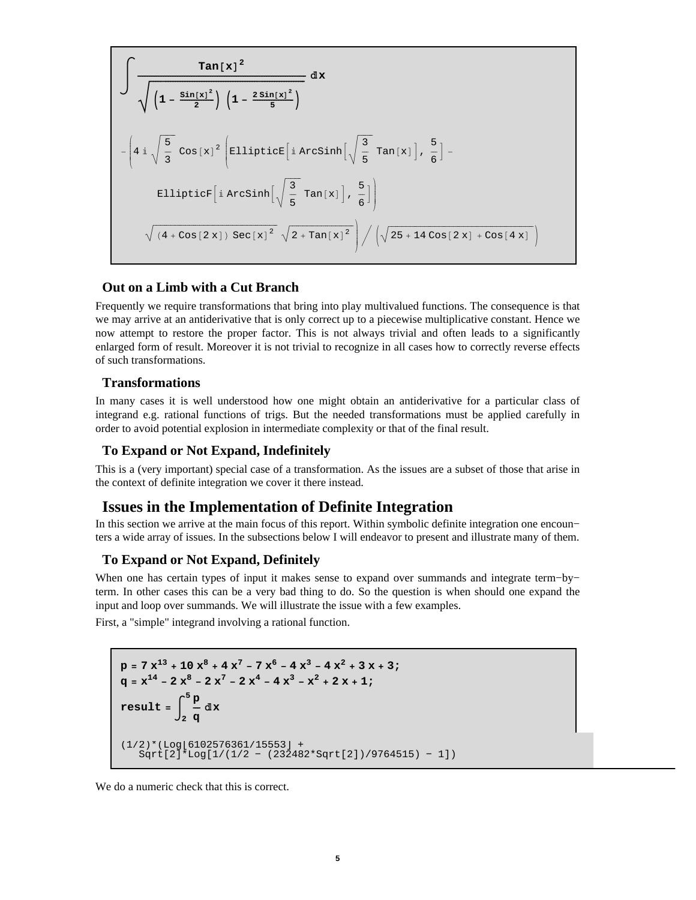$$\int \frac{\tan[x]^2}{\sqrt{\left(1-\frac{\sin[x]^2}{2}\right)\left(1-\frac{2\sin[x]^2}{5}\right)}}\,dx$$

$$-\left(4\,i\sqrt{\frac{5}{3}}\,\cos[x]^2\left(\text{EllipticE}\left[i\,\text{ArcSinh}\left[\sqrt{\frac{3}{5}}\,\tan[x]\right],\frac{5}{6}\right]-\text{EllipticF}\left[i\,\text{ArcSinh}\left[\sqrt{\frac{3}{5}}\,\tan[x]\right],\frac{5}{6}\right]\right)\sqrt{(4+\cos[2x])\sec[x]^2}\,\sqrt{2+\tan[x]^2}\right)\Big/\left(\sqrt{25+14\cos[2x]+\cos[4x]}\right)$$

### Out on a Limb with a Cut Branch

Frequently we require transformations that bring into play multivalued functions. The consequence is that we may arrive at an antiderivative that is only correct up to a piecewise multiplicative constant. Hence we now attempt to restore the proper factor. This is not always trivial and often leads to a significantly enlarged form of result. Moreover it is not trivial to recognize in all cases how to correctly reverse effects of such transformations.

### Transformations

In many cases it is well understood how one might obtain an antiderivative for a particular class of integrand e.g. rational functions of trigs. But the needed transformations must be applied carefully in order to avoid potential explosion in intermediate complexity or that of the final result.

### To Expand or Not Expand, Indefinitely

This is a (very important) special case of a transformation. As the issues are a subset of those that arise in the context of definite integration we cover it there instead.

## Issues in the Implementation of Definite Integration

In this section we arrive at the main focus of this report. Within symbolic definite integration one encounters a wide array of issues. In the subsections below I will endeavor to present and illustrate many of them.

### To Expand or Not Expand, Definitely

When one has certain types of input it makes sense to expand over summands and integrate term-by-term. In other cases this can be a very bad thing to do. So the question is when should one expand the input and loop over summands. We will illustrate the issue with a few examples.

First, a "simple" integrand involving a rational function.

$$p = 7x^{13} + 10x^8 + 4x^7 - 7x^6 - 4x^3 - 4x^2 + 3x + 3;$$
$$q = x^{14} - 2x^8 - 2x^7 - 2x^4 - 4x^3 - x^2 + 2x + 1;$$
$$\text{result} = \int_2^5 \frac{p}{q}\,dx$$

```
(1/2)*(Log[6102576361/15553] +
   Sqrt[2]*Log[1/(1/2 - (232482*Sqrt[2])/9764515) - 1])
```

We do a numeric check that this is correct.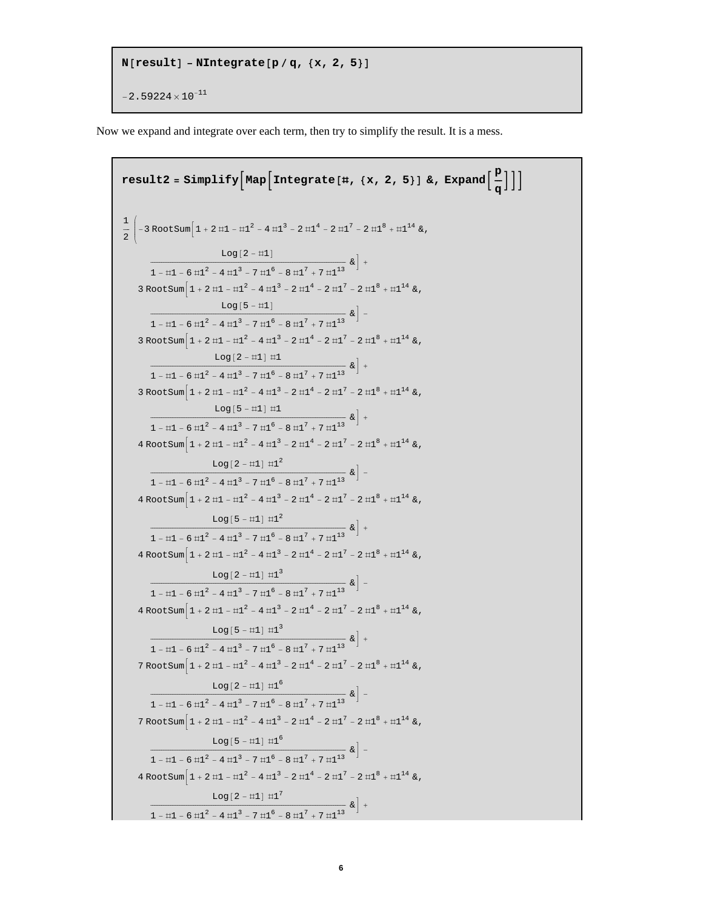```
N[result] - NIntegrate[p / q, {x, 2, 5}]

-2.59224 × 10^-11
```

Now we expand and integrate over each term, then try to simplify the result. It is a mess.

```
result2 = Simplify[Map[Integrate[#, {x, 2, 5}] &, Expand[p/q]]]

1/2 (-3 RootSum[1 + 2 #1 - #1^2 - 4 #1^3 - 2 #1^4 - 2 #1^7 - 2 #1^8 + #1^14 &,
      Log[2 - #1] / (1 - #1 - 6 #1^2 - 4 #1^3 - 7 #1^6 - 8 #1^7 + 7 #1^13) &] +
   3 RootSum[1 + 2 #1 - #1^2 - 4 #1^3 - 2 #1^4 - 2 #1^7 - 2 #1^8 + #1^14 &,
      Log[5 - #1] / (1 - #1 - 6 #1^2 - 4 #1^3 - 7 #1^6 - 8 #1^7 + 7 #1^13) &] -
   3 RootSum[1 + 2 #1 - #1^2 - 4 #1^3 - 2 #1^4 - 2 #1^7 - 2 #1^8 + #1^14 &,
      Log[2 - #1] #1 / (1 - #1 - 6 #1^2 - 4 #1^3 - 7 #1^6 - 8 #1^7 + 7 #1^13) &] +
   3 RootSum[1 + 2 #1 - #1^2 - 4 #1^3 - 2 #1^4 - 2 #1^7 - 2 #1^8 + #1^14 &,
      Log[5 - #1] #1 / (1 - #1 - 6 #1^2 - 4 #1^3 - 7 #1^6 - 8 #1^7 + 7 #1^13) &] +
   4 RootSum[1 + 2 #1 - #1^2 - 4 #1^3 - 2 #1^4 - 2 #1^7 - 2 #1^8 + #1^14 &,
      Log[2 - #1] #1^2 / (1 - #1 - 6 #1^2 - 4 #1^3 - 7 #1^6 - 8 #1^7 + 7 #1^13) &] -
   4 RootSum[1 + 2 #1 - #1^2 - 4 #1^3 - 2 #1^4 - 2 #1^7 - 2 #1^8 + #1^14 &,
      Log[5 - #1] #1^2 / (1 - #1 - 6 #1^2 - 4 #1^3 - 7 #1^6 - 8 #1^7 + 7 #1^13) &] +
   4 RootSum[1 + 2 #1 - #1^2 - 4 #1^3 - 2 #1^4 - 2 #1^7 - 2 #1^8 + #1^14 &,
      Log[2 - #1] #1^3 / (1 - #1 - 6 #1^2 - 4 #1^3 - 7 #1^6 - 8 #1^7 + 7 #1^13) &] -
   4 RootSum[1 + 2 #1 - #1^2 - 4 #1^3 - 2 #1^4 - 2 #1^7 - 2 #1^8 + #1^14 &,
      Log[5 - #1] #1^3 / (1 - #1 - 6 #1^2 - 4 #1^3 - 7 #1^6 - 8 #1^7 + 7 #1^13) &] +
   7 RootSum[1 + 2 #1 - #1^2 - 4 #1^3 - 2 #1^4 - 2 #1^7 - 2 #1^8 + #1^14 &,
      Log[2 - #1] #1^6 / (1 - #1 - 6 #1^2 - 4 #1^3 - 7 #1^6 - 8 #1^7 + 7 #1^13) &] -
   7 RootSum[1 + 2 #1 - #1^2 - 4 #1^3 - 2 #1^4 - 2 #1^7 - 2 #1^8 + #1^14 &,
      Log[5 - #1] #1^6 / (1 - #1 - 6 #1^2 - 4 #1^3 - 7 #1^6 - 8 #1^7 + 7 #1^13) &] -
   4 RootSum[1 + 2 #1 - #1^2 - 4 #1^3 - 2 #1^4 - 2 #1^7 - 2 #1^8 + #1^14 &,
      Log[2 - #1] #1^7 / (1 - #1 - 6 #1^2 - 4 #1^3 - 7 #1^6 - 8 #1^7 + 7 #1^13) &] +
```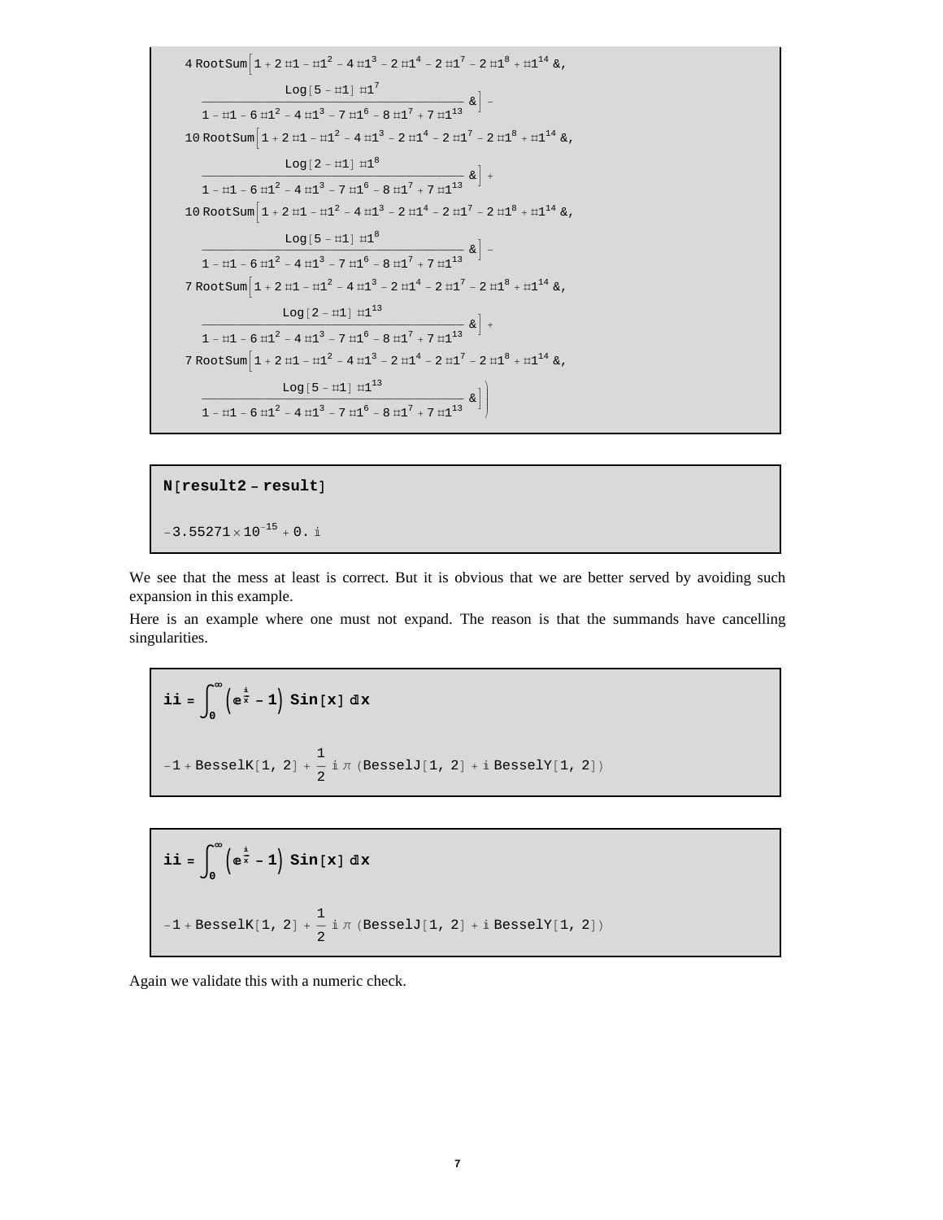```
4 RootSum[1 + 2 #1 - #1^2 - 4 #1^3 - 2 #1^4 - 2 #1^7 - 2 #1^8 + #1^14 &,
    (Log[5 - #1] #1^7)/(1 - #1 - 6 #1^2 - 4 #1^3 - 7 #1^6 - 8 #1^7 + 7 #1^13) &] -
  10 RootSum[1 + 2 #1 - #1^2 - 4 #1^3 - 2 #1^4 - 2 #1^7 - 2 #1^8 + #1^14 &,
    (Log[2 - #1] #1^8)/(1 - #1 - 6 #1^2 - 4 #1^3 - 7 #1^6 - 8 #1^7 + 7 #1^13) &] +
  10 RootSum[1 + 2 #1 - #1^2 - 4 #1^3 - 2 #1^4 - 2 #1^7 - 2 #1^8 + #1^14 &,
    (Log[5 - #1] #1^8)/(1 - #1 - 6 #1^2 - 4 #1^3 - 7 #1^6 - 8 #1^7 + 7 #1^13) &] -
  7 RootSum[1 + 2 #1 - #1^2 - 4 #1^3 - 2 #1^4 - 2 #1^7 - 2 #1^8 + #1^14 &,
    (Log[2 - #1] #1^13)/(1 - #1 - 6 #1^2 - 4 #1^3 - 7 #1^6 - 8 #1^7 + 7 #1^13) &] +
  7 RootSum[1 + 2 #1 - #1^2 - 4 #1^3 - 2 #1^4 - 2 #1^7 - 2 #1^8 + #1^14 &,
    (Log[5 - #1] #1^13)/(1 - #1 - 6 #1^2 - 4 #1^3 - 7 #1^6 - 8 #1^7 + 7 #1^13) &])
```

```
N[result2 - result]

-3.55271 × 10^-15 + 0. i
```

We see that the mess at least is correct. But it is obvious that we are better served by avoiding such expansion in this example.

Here is an example where one must not expand. The reason is that the summands have cancelling singularities.

```
ii = ∫_0^∞ (e^(i/x) - 1) Sin[x] dx

-1 + BesselK[1, 2] + 1/2 i π (BesselJ[1, 2] + i BesselY[1, 2])
```

```
ii = ∫_0^∞ (e^(i/x) - 1) Sin[x] dx

-1 + BesselK[1, 2] + 1/2 i π (BesselJ[1, 2] + i BesselY[1, 2])
```

Again we validate this with a numeric check.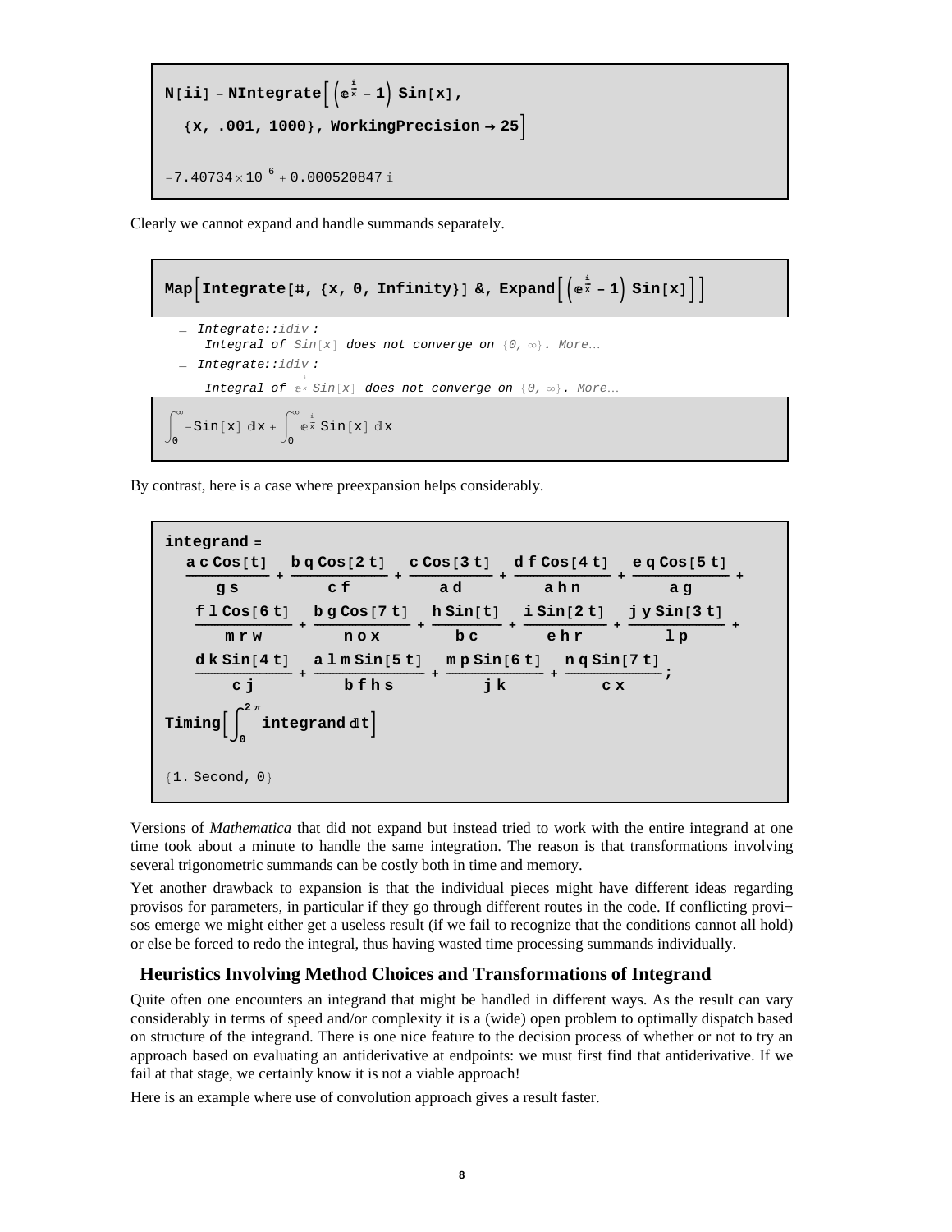```
N[ii] - NIntegrate[(e^(i/x) - 1) Sin[x],
  {x, .001, 1000}, WorkingPrecision → 25]

-7.40734×10^-6 + 0.000520847 i
```

Clearly we cannot expand and handle summands separately.

```
Map[Integrate[#, {x, 0, Infinity}] &, Expand[(e^(i/x) - 1) Sin[x]]]

— Integrate::idiv :
    Integral of Sin[x] does not converge on {0, ∞}. More…
— Integrate::idiv :
    Integral of e^(i/x) Sin[x] does not converge on {0, ∞}. More…
```

$$\int_0^\infty -\mathrm{Sin}[x]\, dx + \int_0^\infty e^{\frac{i}{x}}\, \mathrm{Sin}[x]\, dx$$

By contrast, here is a case where preexpansion helps considerably.

```
integrand =
  a c Cos[t]/(g s) + b q Cos[2 t]/(c f) + c Cos[3 t]/(a d) + d f Cos[4 t]/(a h n) + e q Cos[5 t]/(a g) +
   f l Cos[6 t]/(m r w) + b g Cos[7 t]/(n o x) + h Sin[t]/(b c) + i Sin[2 t]/(e h r) + j y Sin[3 t]/(l p) +
   d k Sin[4 t]/(c j) + a l m Sin[5 t]/(b f h s) + m p Sin[6 t]/(j k) + n q Sin[7 t]/(c x);
Timing[∫_0^(2 π) integrand dt]

{1. Second, 0}
```

Versions of *Mathematica* that did not expand but instead tried to work with the entire integrand at one time took about a minute to handle the same integration. The reason is that transformations involving several trigonometric summands can be costly both in time and memory.

Yet another drawback to expansion is that the individual pieces might have different ideas regarding provisos for parameters, in particular if they go through different routes in the code. If conflicting provisos emerge we might either get a useless result (if we fail to recognize that the conditions cannot all hold) or else be forced to redo the integral, thus having wasted time processing summands individually.

## Heuristics Involving Method Choices and Transformations of Integrand

Quite often one encounters an integrand that might be handled in different ways. As the result can vary considerably in terms of speed and/or complexity it is a (wide) open problem to optimally dispatch based on structure of the integrand. There is one nice feature to the decision process of whether or not to try an approach based on evaluating an antiderivative at endpoints: we must first find that antiderivative. If we fail at that stage, we certainly know it is not a viable approach!

Here is an example where use of convolution approach gives a result faster.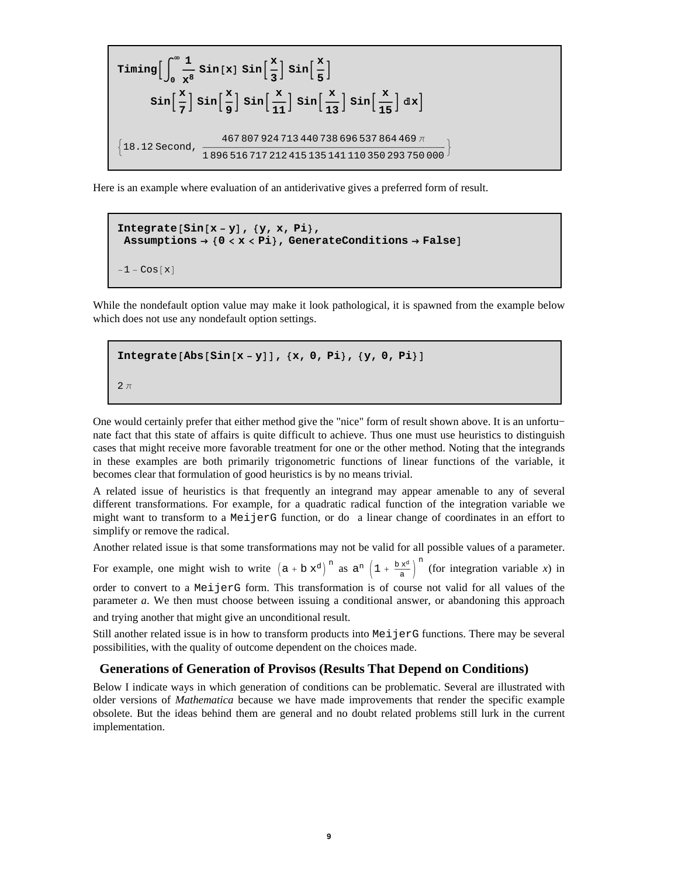```
Timing[∫_0^∞ 1/x^8 Sin[x] Sin[x/3] Sin[x/5]
     Sin[x/7] Sin[x/9] Sin[x/11] Sin[x/13] Sin[x/15] dx]

{18.12 Second, 467807924713440738696537864469 π / 1896516717212415135141110350293750000}
```

Here is an example where evaluation of an antiderivative gives a preferred form of result.

```
Integrate[Sin[x - y], {y, x, Pi},
 Assumptions → {0 < x < Pi}, GenerateConditions → False]

-1 - Cos[x]
```

While the nondefault option value may make it look pathological, it is spawned from the example below which does not use any nondefault option settings.

```
Integrate[Abs[Sin[x - y]], {x, 0, Pi}, {y, 0, Pi}]

2 π
```

One would certainly prefer that either method give the "nice" form of result shown above. It is an unfortunate fact that this state of affairs is quite difficult to achieve. Thus one must use heuristics to distinguish cases that might receive more favorable treatment for one or the other method. Noting that the integrands in these examples are both primarily trigonometric functions of linear functions of the variable, it becomes clear that formulation of good heuristics is by no means trivial.

A related issue of heuristics is that frequently an integrand may appear amenable to any of several different transformations. For example, for a quadratic radical function of the integration variable we might want to transform to a MeijerG function, or do a linear change of coordinates in an effort to simplify or remove the radical.

Another related issue is that some transformations may not be valid for all possible values of a parameter. For example, one might wish to write $\left(a + b\,x^d\right)^n$ as $a^n \left(1 + \frac{b\,x^d}{a}\right)^n$ (for integration variable *x*) in order to convert to a MeijerG form. This transformation is of course not valid for all values of the parameter *a*. We then must choose between issuing a conditional answer, or abandoning this approach and trying another that might give an unconditional result.

Still another related issue is in how to transform products into MeijerG functions. There may be several possibilities, with the quality of outcome dependent on the choices made.

## Generations of Generation of Provisos (Results That Depend on Conditions)

Below I indicate ways in which generation of conditions can be problematic. Several are illustrated with older versions of *Mathematica* because we have made improvements that render the specific example obsolete. But the ideas behind them are general and no doubt related problems still lurk in the current implementation.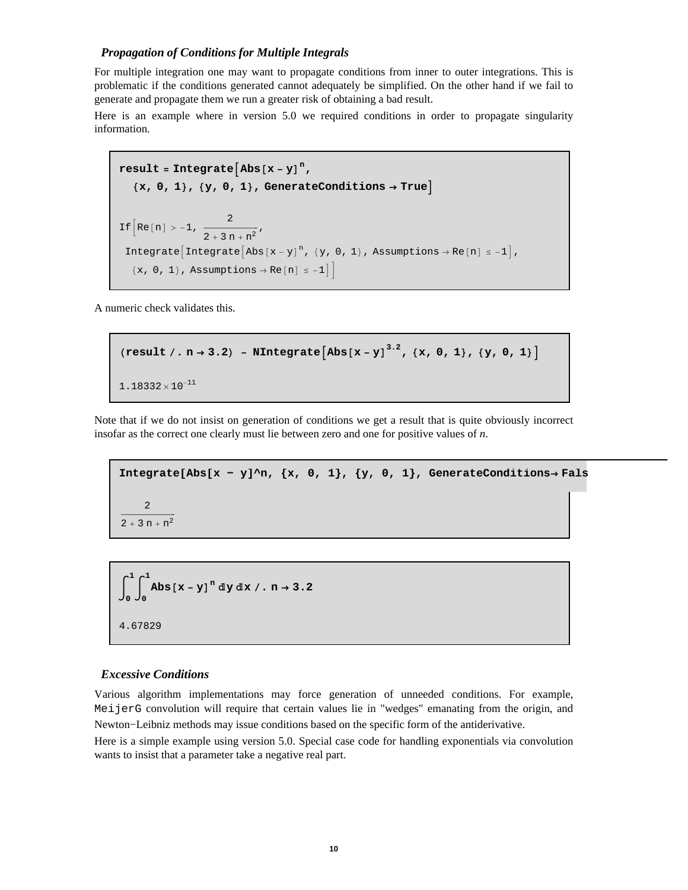### *Propagation of Conditions for Multiple Integrals*

For multiple integration one may want to propagate conditions from inner to outer integrations. This is problematic if the conditions generated cannot adequately be simplified. On the other hand if we fail to generate and propagate them we run a greater risk of obtaining a bad result.

Here is an example where in version 5.0 we required conditions in order to propagate singularity information.

```
result = Integrate[Abs[x - y]^n,
  {x, 0, 1}, {y, 0, 1}, GenerateConditions → True]

If[Re[n] > -1, 2/(2 + 3 n + n^2),
 Integrate[Integrate[Abs[x - y]^n, {y, 0, 1}, Assumptions → Re[n] ≤ -1],
  {x, 0, 1}, Assumptions → Re[n] ≤ -1]]
```

A numeric check validates this.

```
(result /. n → 3.2) - NIntegrate[Abs[x - y]^3.2, {x, 0, 1}, {y, 0, 1}]

1.18332×10^-11
```

Note that if we do not insist on generation of conditions we get a result that is quite obviously incorrect insofar as the correct one clearly must lie between zero and one for positive values of *n*.

```
Integrate[Abs[x − y]^n, {x, 0, 1}, {y, 0, 1}, GenerateConditions→ Fals

2/(2 + 3 n + n^2)
```

```
∫_0^1 ∫_0^1 Abs[x - y]^n dy dx /. n → 3.2

4.67829
```

### *Excessive Conditions*

Various algorithm implementations may force generation of unneeded conditions. For example, `MeijerG` convolution will require that certain values lie in "wedges" emanating from the origin, and Newton−Leibniz methods may issue conditions based on the specific form of the antiderivative.

Here is a simple example using version 5.0. Special case code for handling exponentials via convolution wants to insist that a parameter take a negative real part.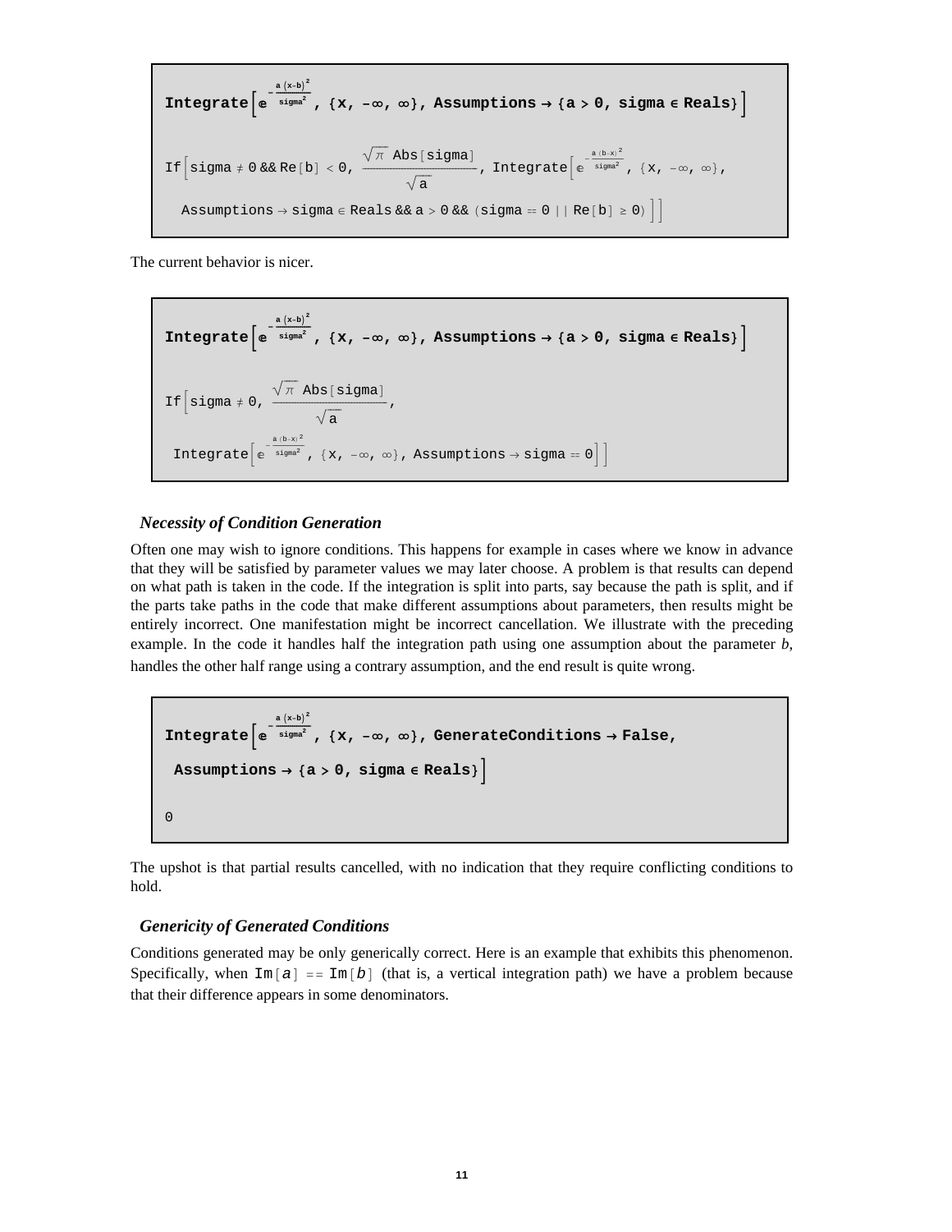```
Integrate[E^(-a (x-b)^2/sigma^2), {x, -∞, ∞}, Assumptions → {a > 0, sigma ∈ Reals}]

If[sigma ≠ 0 && Re[b] < 0, (Sqrt[π] Abs[sigma])/Sqrt[a], Integrate[E^(-a (b-x)^2/sigma^2), {x, -∞, ∞},
  Assumptions → sigma ∈ Reals && a > 0 && (sigma == 0 || Re[b] ≥ 0)]]
```

The current behavior is nicer.

```
Integrate[E^(-a (x-b)^2/sigma^2), {x, -∞, ∞}, Assumptions → {a > 0, sigma ∈ Reals}]

If[sigma ≠ 0, (Sqrt[π] Abs[sigma])/Sqrt[a],
  Integrate[E^(-a (b-x)^2/sigma^2), {x, -∞, ∞}, Assumptions → sigma == 0]]
```

### *Necessity of Condition Generation*

Often one may wish to ignore conditions. This happens for example in cases where we know in advance that they will be satisfied by parameter values we may later choose. A problem is that results can depend on what path is taken in the code. If the integration is split into parts, say because the path is split, and if the parts take paths in the code that make different assumptions about parameters, then results might be entirely incorrect. One manifestation might be incorrect cancellation. We illustrate with the preceding example. In the code it handles half the integration path using one assumption about the parameter *b*, handles the other half range using a contrary assumption, and the end result is quite wrong.

```
Integrate[E^(-a (x-b)^2/sigma^2), {x, -∞, ∞}, GenerateConditions → False,
  Assumptions → {a > 0, sigma ∈ Reals}]

0
```

The upshot is that partial results cancelled, with no indication that they require conflicting conditions to hold.

### *Genericity of Generated Conditions*

Conditions generated may be only generically correct. Here is an example that exhibits this phenomenon. Specifically, when `Im[a] == Im[b]` (that is, a vertical integration path) we have a problem because that their difference appears in some denominators.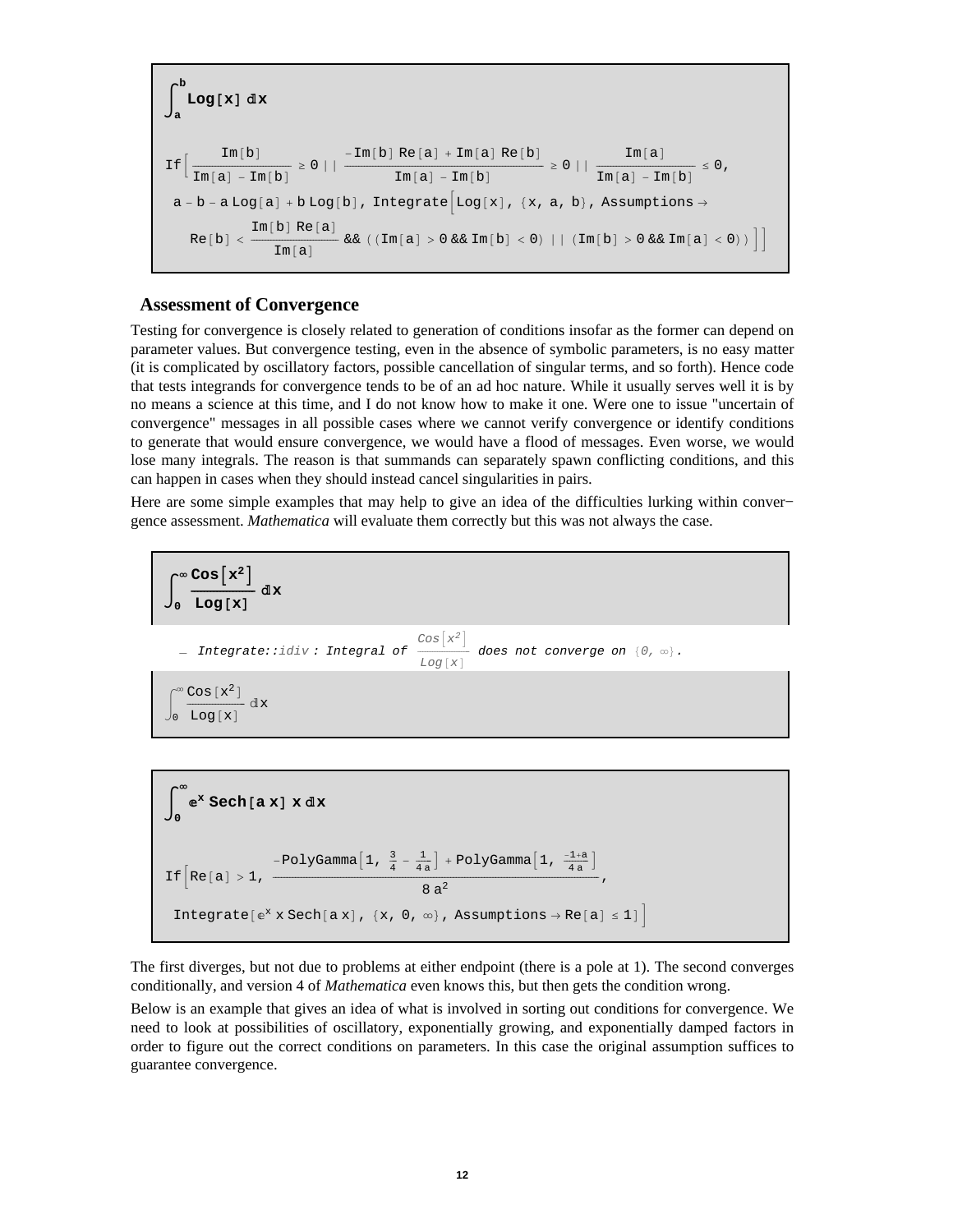$$\int_a^b \text{Log}[x]\, dx$$

```
If[Im[b]/(Im[a] - Im[b]) ≥ 0 || (-Im[b] Re[a] + Im[a] Re[b])/(Im[a] - Im[b]) ≥ 0 || Im[a]/(Im[a] - Im[b]) ≤ 0,
 a - b - a Log[a] + b Log[b], Integrate[Log[x], {x, a, b}, Assumptions ->
   Re[b] < (Im[b] Re[a])/Im[a] && ((Im[a] > 0 && Im[b] < 0) || (Im[b] > 0 && Im[a] < 0))]]
```

## Assessment of Convergence

Testing for convergence is closely related to generation of conditions insofar as the former can depend on parameter values. But convergence testing, even in the absence of symbolic parameters, is no easy matter (it is complicated by oscillatory factors, possible cancellation of singular terms, and so forth). Hence code that tests integrands for convergence tends to be of an ad hoc nature. While it usually serves well it is by no means a science at this time, and I do not know how to make it one. Were one to issue "uncertain of convergence" messages in all possible cases where we cannot verify convergence or identify conditions to generate that would ensure convergence, we would have a flood of messages. Even worse, we would lose many integrals. The reason is that summands can separately spawn conflicting conditions, and this can happen in cases when they should instead cancel singularities in pairs.

Here are some simple examples that may help to give an idea of the difficulties lurking within convergence assessment. *Mathematica* will evaluate them correctly but this was not always the case.

$$\int_0^\infty \frac{\text{Cos}[x^2]}{\text{Log}[x]}\, dx$$

*Integrate::idiv : Integral of* $\frac{Cos[x^2]}{Log[x]}$ *does not converge on* $\{0, \infty\}$.

$$\int_0^\infty \frac{\text{Cos}[x^2]}{\text{Log}[x]}\, dx$$

$$\int_0^\infty e^x\, \text{Sech}[a\, x]\, x\, dx$$

```
If[Re[a] > 1, (-PolyGamma[1, 3/4 - 1/(4 a)] + PolyGamma[1, (-1 + a)/(4 a)])/(8 a^2),
 Integrate[E^x x Sech[a x], {x, 0, ∞}, Assumptions -> Re[a] ≤ 1]]
```

The first diverges, but not due to problems at either endpoint (there is a pole at 1). The second converges conditionally, and version 4 of *Mathematica* even knows this, but then gets the condition wrong.

Below is an example that gives an idea of what is involved in sorting out conditions for convergence. We need to look at possibilities of oscillatory, exponentially growing, and exponentially damped factors in order to figure out the correct conditions on parameters. In this case the original assumption suffices to guarantee convergence.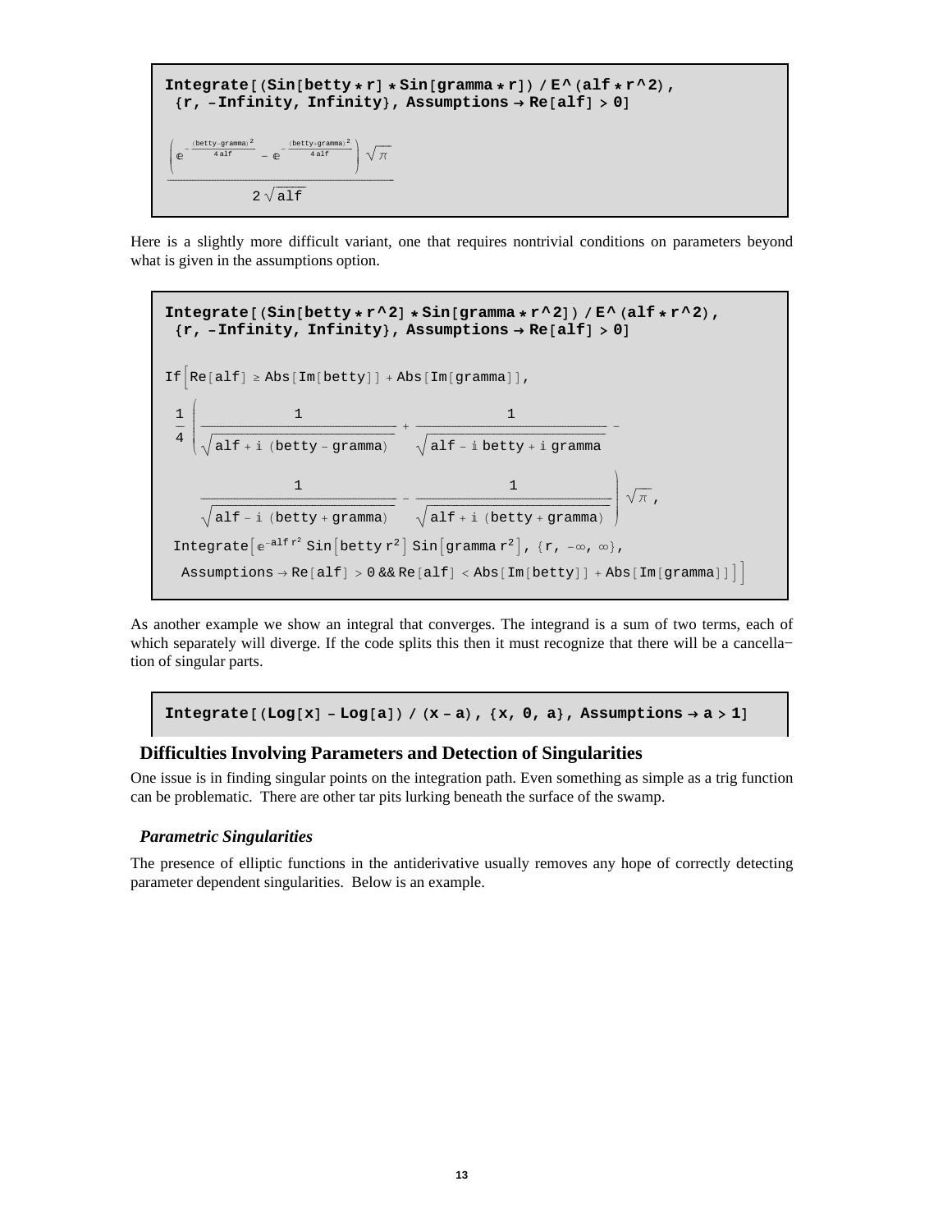```
Integrate[(Sin[betty * r] * Sin[gramma * r]) / E^(alf * r^2),
 {r, -Infinity, Infinity}, Assumptions -> Re[alf] > 0]
```

$$\frac{\left(e^{-\frac{(\text{betty}-\text{gramma})^2}{4\,\text{alf}}} - e^{-\frac{(\text{betty}+\text{gramma})^2}{4\,\text{alf}}}\right)\sqrt{\pi}}{2\sqrt{\text{alf}}}$$

Here is a slightly more difficult variant, one that requires nontrivial conditions on parameters beyond what is given in the assumptions option.

```
Integrate[(Sin[betty * r^2] * Sin[gramma * r^2]) / E^(alf * r^2),
 {r, -Infinity, Infinity}, Assumptions -> Re[alf] > 0]
```

```
If[Re[alf] ≥ Abs[Im[betty]] + Abs[Im[gramma]],
 1/4 (1/Sqrt[alf + i (betty - gramma)] + 1/Sqrt[alf - i betty + i gramma] -
    1/Sqrt[alf - i (betty + gramma)] - 1/Sqrt[alf + i (betty + gramma)]) Sqrt[π],
 Integrate[e^(-alf r^2) Sin[betty r^2] Sin[gramma r^2], {r, -∞, ∞},
  Assumptions -> Re[alf] > 0 && Re[alf] < Abs[Im[betty]] + Abs[Im[gramma]]]]
```

As another example we show an integral that converges. The integrand is a sum of two terms, each of which separately will diverge. If the code splits this then it must recognize that there will be a cancellation of singular parts.

```
Integrate[(Log[x] - Log[a]) / (x - a), {x, 0, a}, Assumptions -> a > 1]
```

## Difficulties Involving Parameters and Detection of Singularities

One issue is in finding singular points on the integration path. Even something as simple as a trig function can be problematic. There are other tar pits lurking beneath the surface of the swamp.

### *Parametric Singularities*

The presence of elliptic functions in the antiderivative usually removes any hope of correctly detecting parameter dependent singularities. Below is an example.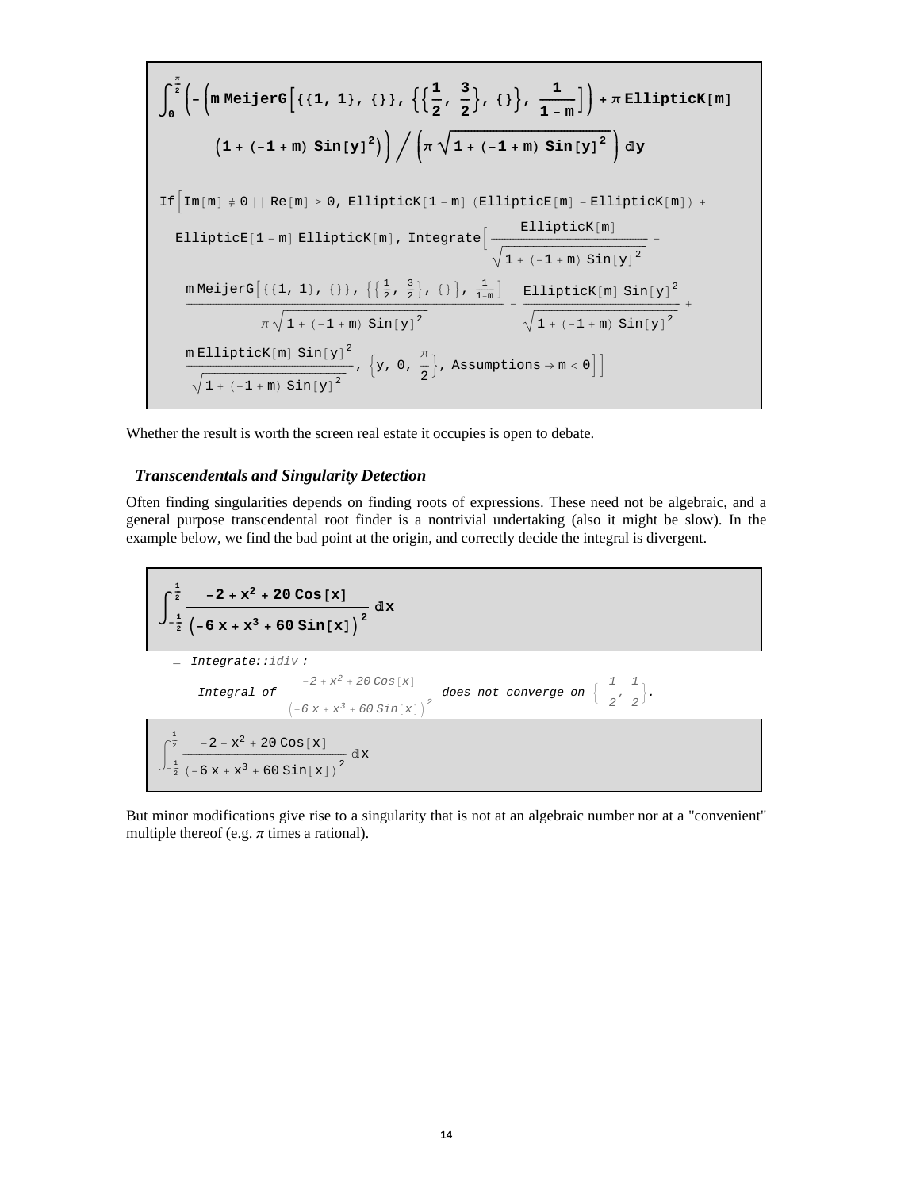```
Integrate[-(m MeijerG[{{1, 1}, {}}, {{1/2, 3/2}, {}}, 1/(1 - m)] + π EllipticK[m]
    (1 + (-1 + m) Sin[y]^2)) / (π Sqrt[1 + (-1 + m) Sin[y]^2]), {y, 0, π/2}]

If[Im[m] ≠ 0 || Re[m] ≥ 0, EllipticK[1 - m] (EllipticE[m] - EllipticK[m]) +
  EllipticE[1 - m] EllipticK[m], Integrate[EllipticK[m]/Sqrt[1 + (-1 + m) Sin[y]^2] -
    (m MeijerG[{{1, 1}, {}}, {{1/2, 3/2}, {}}, 1/(1-m)])/(π Sqrt[1 + (-1 + m) Sin[y]^2]) - (EllipticK[m] Sin[y]^2)/Sqrt[1 + (-1 + m) Sin[y]^2] +
    (m EllipticK[m] Sin[y]^2)/Sqrt[1 + (-1 + m) Sin[y]^2], {y, 0, π/2}, Assumptions → m < 0]]
```

Whether the result is worth the screen real estate it occupies is open to debate.

### *Transcendentals and Singularity Detection*

Often finding singularities depends on finding roots of expressions. These need not be algebraic, and a general purpose transcendental root finder is a nontrivial undertaking (also it might be slow). In the example below, we find the bad point at the origin, and correctly decide the integral is divergent.

```
Integrate[(-2 + x^2 + 20 Cos[x])/(-6 x + x^3 + 60 Sin[x])^2, {x, -1/2, 1/2}]

Integrate::idiv :
   Integral of (-2 + x^2 + 20 Cos[x])/(-6 x + x^3 + 60 Sin[x])^2 does not converge on {-1/2, 1/2}.

Integrate[(-2 + x^2 + 20 Cos[x])/(-6 x + x^3 + 60 Sin[x])^2, {x, -1/2, 1/2}]
```

But minor modifications give rise to a singularity that is not at an algebraic number nor at a "convenient" multiple thereof (e.g. $\pi$ times a rational).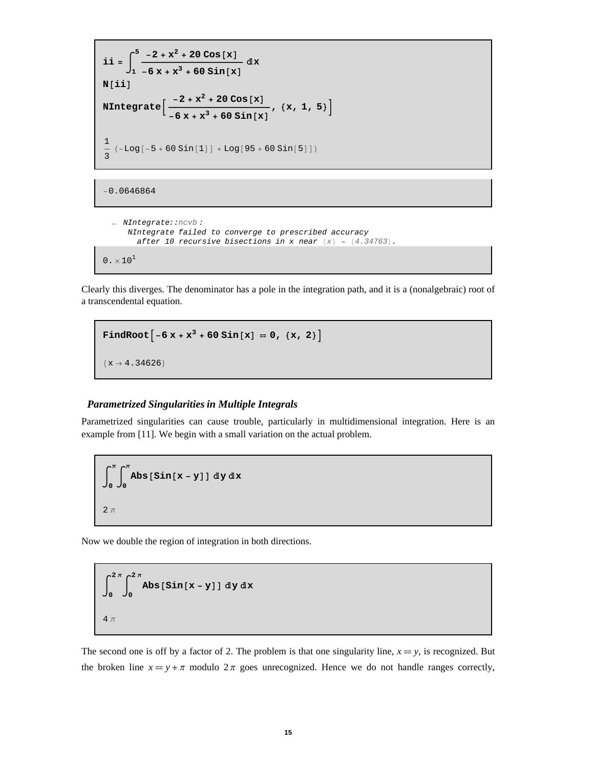```
ii = Integrate[(-2 + x^2 + 20 Cos[x])/(-6 x + x^3 + 60 Sin[x]), {x, 1, 5}]
N[ii]
NIntegrate[(-2 + x^2 + 20 Cos[x])/(-6 x + x^3 + 60 Sin[x]), {x, 1, 5}]

1/3 (-Log[-5 + 60 Sin[1]] + Log[95 + 60 Sin[5]])
```

```
-0.0646864
```

```
NIntegrate::ncvb :
  NIntegrate failed to converge to prescribed accuracy
    after 10 recursive bisections in x near {x} = {4.34763}.
```

```
0. × 10^1
```

Clearly this diverges. The denominator has a pole in the integration path, and it is a (nonalgebraic) root of a transcendental equation.

```
FindRoot[-6 x + x^3 + 60 Sin[x] == 0, {x, 2}]

{x -> 4.34626}
```

### *Parametrized Singularities in Multiple Integrals*

Parametrized singularities can cause trouble, particularly in multidimensional integration. Here is an example from [11]. We begin with a small variation on the actual problem.

```
Integrate[Abs[Sin[x - y]], {x, 0, π}, {y, 0, π}]

2 π
```

Now we double the region of integration in both directions.

```
Integrate[Abs[Sin[x - y]], {x, 0, 2 π}, {y, 0, 2 π}]

4 π
```

The second one is off by a factor of 2. The problem is that one singularity line, $x == y$, is recognized. But the broken line $x == y + \pi$ modulo $2\pi$ goes unrecognized. Hence we do not handle ranges correctly,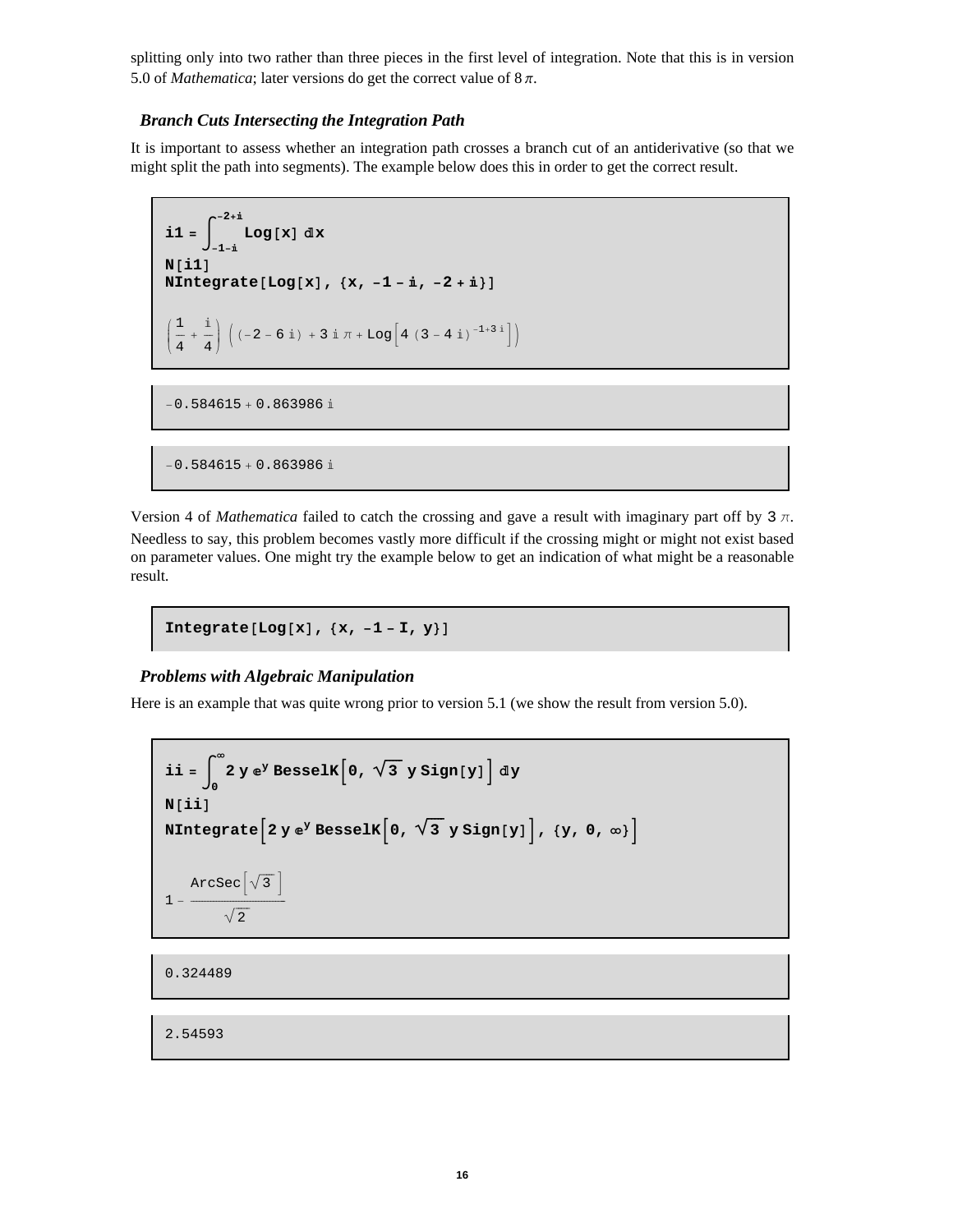splitting only into two rather than three pieces in the first level of integration. Note that this is in version 5.0 of *Mathematica*; later versions do get the correct value of $8\pi$.

### *Branch Cuts Intersecting the Integration Path*

It is important to assess whether an integration path crosses a branch cut of an antiderivative (so that we might split the path into segments). The example below does this in order to get the correct result.

```
i1 = ∫_{-1-i}^{-2+i} Log[x] dx
N[i1]
NIntegrate[Log[x], {x, -1 - i, -2 + i}]
```

$$\left(\frac{1}{4}+\frac{i}{4}\right)\left((-2-6\,i)+3\,i\,\pi+\text{Log}\left[4\,(3-4\,i)^{-1+3\,i}\right]\right)$$

```
-0.584615 + 0.863986 i
```

```
-0.584615 + 0.863986 i
```

Version 4 of *Mathematica* failed to catch the crossing and gave a result with imaginary part off by $3\pi$. Needless to say, this problem becomes vastly more difficult if the crossing might or might not exist based on parameter values. One might try the example below to get an indication of what might be a reasonable result.

```
Integrate[Log[x], {x, -1 - I, y}]
```

### *Problems with Algebraic Manipulation*

Here is an example that was quite wrong prior to version 5.1 (we show the result from version 5.0).

```
ii = ∫_0^∞ 2 y e^y BesselK[0, √3 y Sign[y]] dy
N[ii]
NIntegrate[2 y e^y BesselK[0, √3 y Sign[y]], {y, 0, ∞}]
```

$$1-\frac{\text{ArcSec}\left[\sqrt{3}\right]}{\sqrt{2}}$$

```
0.324489
```

```
2.54593
```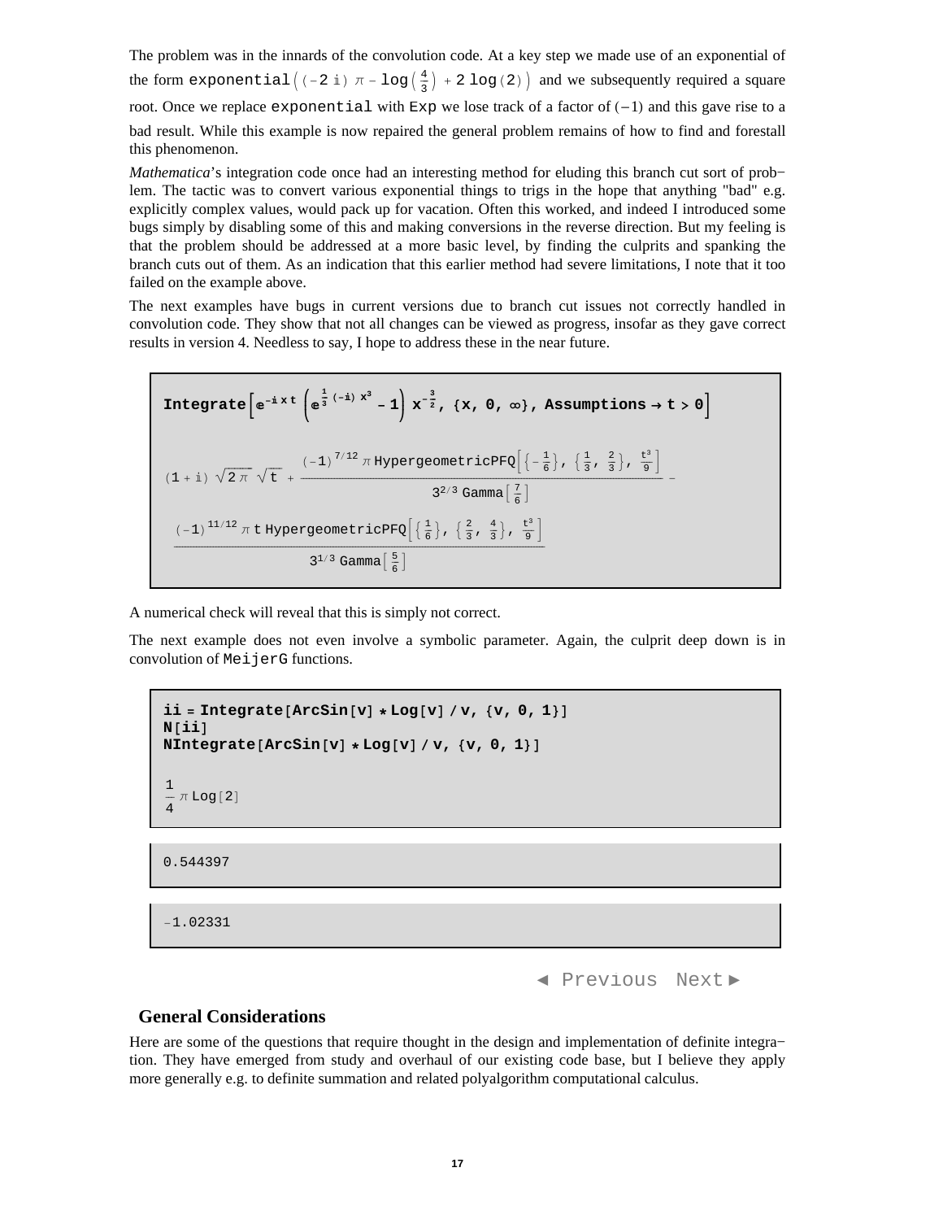The problem was in the innards of the convolution code. At a key step we made use of an exponential of the form `exponential((-2 i) π - log(4/3) + 2 log(2))` and we subsequently required a square root. Once we replace `exponential` with `Exp` we lose track of a factor of $(-1)$ and this gave rise to a bad result. While this example is now repaired the general problem remains of how to find and forestall this phenomenon.

*Mathematica*'s integration code once had an interesting method for eluding this branch cut sort of problem. The tactic was to convert various exponential things to trigs in the hope that anything "bad" e.g. explicitly complex values, would pack up for vacation. Often this worked, and indeed I introduced some bugs simply by disabling some of this and making conversions in the reverse direction. But my feeling is that the problem should be addressed at a more basic level, by finding the culprits and spanking the branch cuts out of them. As an indication that this earlier method had severe limitations, I note that it too failed on the example above.

The next examples have bugs in current versions due to branch cut issues not correctly handled in convolution code. They show that not all changes can be viewed as progress, insofar as they gave correct results in version 4. Needless to say, I hope to address these in the near future.

```
Integrate[e^(-i x t) (e^(1/3 (-i) x^3) - 1) x^(-3/2), {x, 0, ∞}, Assumptions → t > 0]
```

$$(1+i)\sqrt{2\pi}\,\sqrt{t} + \frac{(-1)^{7/12}\,\pi\,\text{HypergeometricPFQ}\left[\left\{-\frac{1}{6}\right\},\left\{\frac{1}{3},\frac{2}{3}\right\},\frac{t^3}{9}\right]}{3^{2/3}\,\text{Gamma}\left[\frac{7}{6}\right]} - \frac{(-1)^{11/12}\,\pi\,t\,\text{HypergeometricPFQ}\left[\left\{\frac{1}{6}\right\},\left\{\frac{2}{3},\frac{4}{3}\right\},\frac{t^3}{9}\right]}{3^{1/3}\,\text{Gamma}\left[\frac{5}{6}\right]}$$

A numerical check will reveal that this is simply not correct.

The next example does not even involve a symbolic parameter. Again, the culprit deep down is in convolution of `MeijerG` functions.

```
ii = Integrate[ArcSin[v] * Log[v] / v, {v, 0, 1}]
N[ii]
NIntegrate[ArcSin[v] * Log[v] / v, {v, 0, 1}]
```

$$\frac{1}{4}\pi\,\text{Log}[2]$$

```
0.544397
```

```
-1.02331
```

## General Considerations

Here are some of the questions that require thought in the design and implementation of definite integration. They have emerged from study and overhaul of our existing code base, but I believe they apply more generally e.g. to definite summation and related polyalgorithm computational calculus.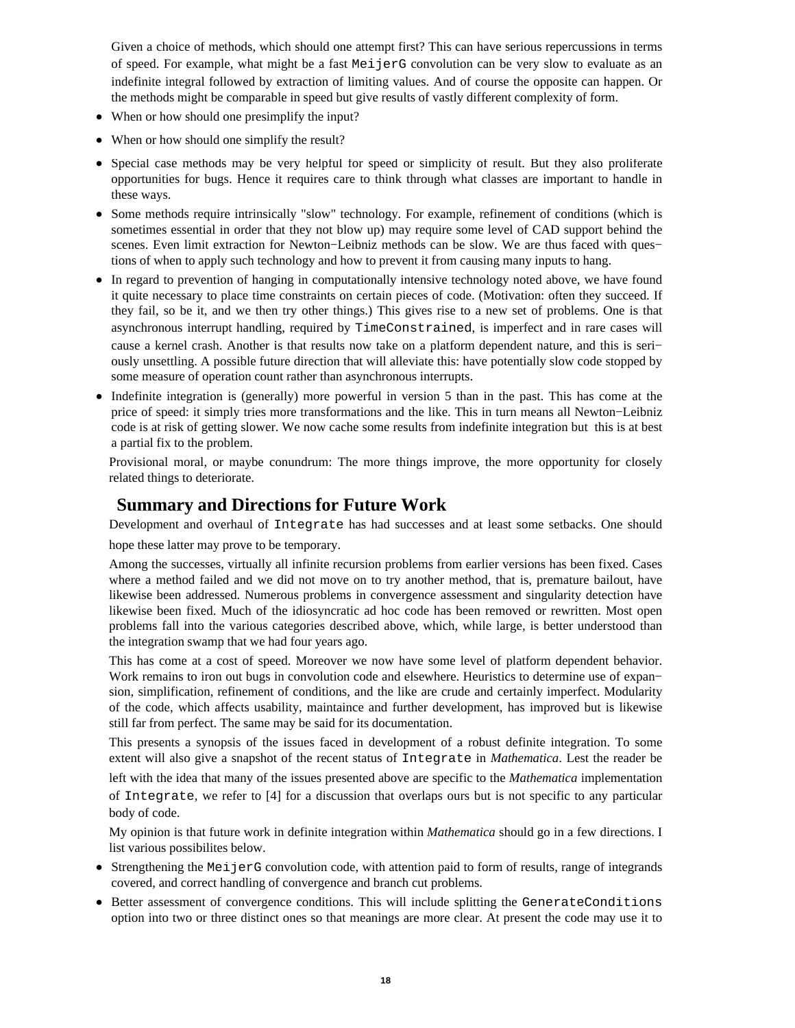Given a choice of methods, which should one attempt first? This can have serious repercussions in terms of speed. For example, what might be a fast `MeijerG` convolution can be very slow to evaluate as an indefinite integral followed by extraction of limiting values. And of course the opposite can happen. Or the methods might be comparable in speed but give results of vastly different complexity of form.

- When or how should one presimplify the input?
- When or how should one simplify the result?
- Special case methods may be very helpful for speed or simplicity of result. But they also proliferate opportunities for bugs. Hence it requires care to think through what classes are important to handle in these ways.
- Some methods require intrinsically "slow" technology. For example, refinement of conditions (which is sometimes essential in order that they not blow up) may require some level of CAD support behind the scenes. Even limit extraction for Newton−Leibniz methods can be slow. We are thus faced with questions of when to apply such technology and how to prevent it from causing many inputs to hang.
- In regard to prevention of hanging in computationally intensive technology noted above, we have found it quite necessary to place time constraints on certain pieces of code. (Motivation: often they succeed. If they fail, so be it, and we then try other things.) This gives rise to a new set of problems. One is that asynchronous interrupt handling, required by `TimeConstrained`, is imperfect and in rare cases will cause a kernel crash. Another is that results now take on a platform dependent nature, and this is seriously unsettling. A possible future direction that will alleviate this: have potentially slow code stopped by some measure of operation count rather than asynchronous interrupts.
- Indefinite integration is (generally) more powerful in version 5 than in the past. This has come at the price of speed: it simply tries more transformations and the like. This in turn means all Newton−Leibniz code is at risk of getting slower. We now cache some results from indefinite integration but this is at best a partial fix to the problem.

Provisional moral, or maybe conundrum: The more things improve, the more opportunity for closely related things to deteriorate.

## Summary and Directions for Future Work

Development and overhaul of `Integrate` has had successes and at least some setbacks. One should hope these latter may prove to be temporary.

Among the successes, virtually all infinite recursion problems from earlier versions has been fixed. Cases where a method failed and we did not move on to try another method, that is, premature bailout, have likewise been addressed. Numerous problems in convergence assessment and singularity detection have likewise been fixed. Much of the idiosyncratic ad hoc code has been removed or rewritten. Most open problems fall into the various categories described above, which, while large, is better understood than the integration swamp that we had four years ago.

This has come at a cost of speed. Moreover we now have some level of platform dependent behavior. Work remains to iron out bugs in convolution code and elsewhere. Heuristics to determine use of expansion, simplification, refinement of conditions, and the like are crude and certainly imperfect. Modularity of the code, which affects usability, maintaince and further development, has improved but is likewise still far from perfect. The same may be said for its documentation.

This presents a synopsis of the issues faced in development of a robust definite integration. To some extent will also give a snapshot of the recent status of `Integrate` in *Mathematica*. Lest the reader be left with the idea that many of the issues presented above are specific to the *Mathematica* implementation of `Integrate`, we refer to [4] for a discussion that overlaps ours but is not specific to any particular body of code.

My opinion is that future work in definite integration within *Mathematica* should go in a few directions. I list various possibilites below.

- Strengthening the `MeijerG` convolution code, with attention paid to form of results, range of integrands covered, and correct handling of convergence and branch cut problems.
- Better assessment of convergence conditions. This will include splitting the `GenerateConditions` option into two or three distinct ones so that meanings are more clear. At present the code may use it to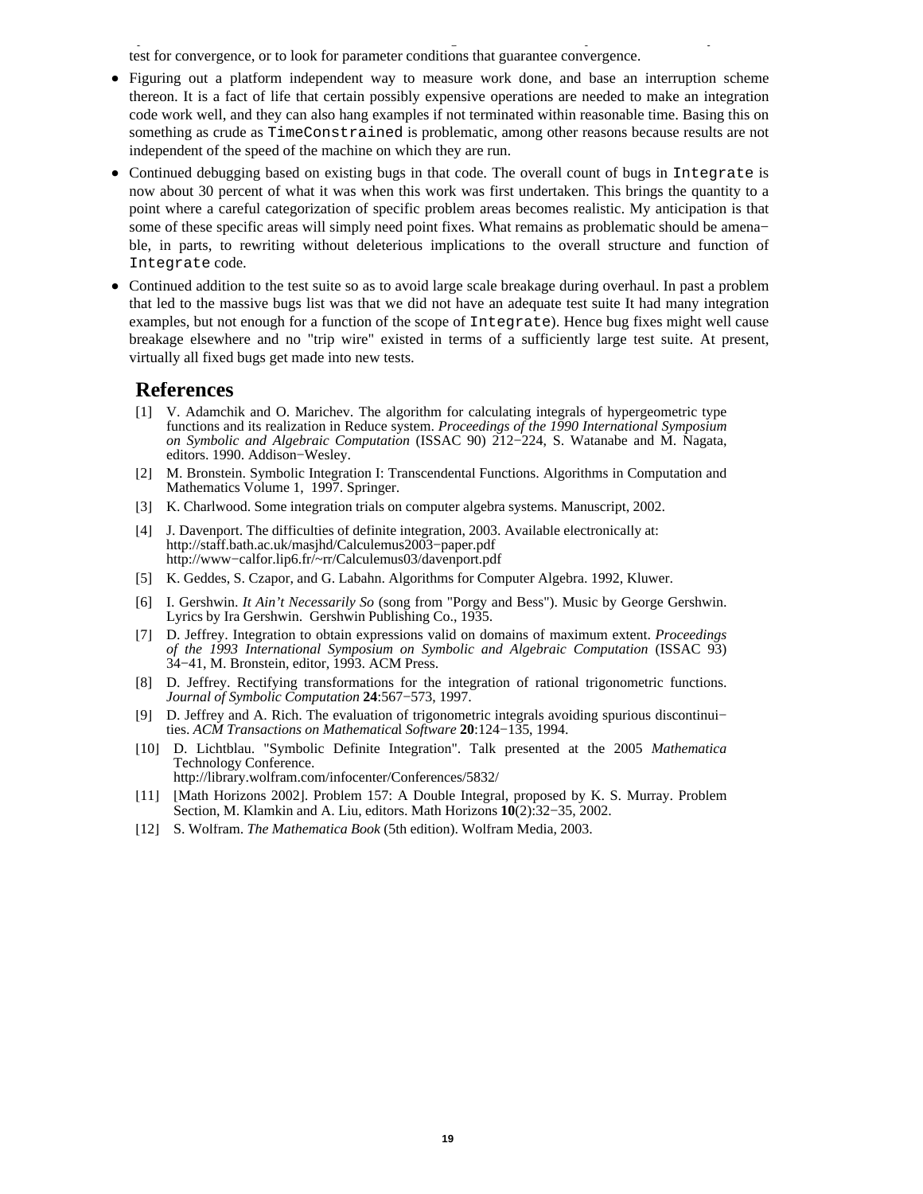test for convergence, or to look for parameter conditions that guarantee convergence.

- Figuring out a platform independent way to measure work done, and base an interruption scheme thereon. It is a fact of life that certain possibly expensive operations are needed to make an integration code work well, and they can also hang examples if not terminated within reasonable time. Basing this on something as crude as `TimeConstrained` is problematic, among other reasons because results are not independent of the speed of the machine on which they are run.
- Continued debugging based on existing bugs in that code. The overall count of bugs in `Integrate` is now about 30 percent of what it was when this work was first undertaken. This brings the quantity to a point where a careful categorization of specific problem areas becomes realistic. My anticipation is that some of these specific areas will simply need point fixes. What remains as problematic should be amena−ble, in parts, to rewriting without deleterious implications to the overall structure and function of `Integrate` code.
- Continued addition to the test suite so as to avoid large scale breakage during overhaul. In past a problem that led to the massive bugs list was that we did not have an adequate test suite It had many integration examples, but not enough for a function of the scope of `Integrate`). Hence bug fixes might well cause breakage elsewhere and no "trip wire" existed in terms of a sufficiently large test suite. At present, virtually all fixed bugs get made into new tests.

## References

[1] V. Adamchik and O. Marichev. The algorithm for calculating integrals of hypergeometric type functions and its realization in Reduce system. *Proceedings of the 1990 International Symposium on Symbolic and Algebraic Computation* (ISSAC 90) 212−224, S. Watanabe and M. Nagata, editors. 1990. Addison−Wesley.

[2] M. Bronstein. Symbolic Integration I: Transcendental Functions. Algorithms in Computation and Mathematics Volume 1, 1997. Springer.

[3] K. Charlwood. Some integration trials on computer algebra systems. Manuscript, 2002.

[4] J. Davenport. The difficulties of definite integration, 2003. Available electronically at:
http://staff.bath.ac.uk/masjhd/Calculemus2003−paper.pdf
http://www−calfor.lip6.fr/~rr/Calculemus03/davenport.pdf

[5] K. Geddes, S. Czapor, and G. Labahn. Algorithms for Computer Algebra. 1992, Kluwer.

[6] I. Gershwin. *It Ain't Necessarily So* (song from "Porgy and Bess"). Music by George Gershwin. Lyrics by Ira Gershwin. Gershwin Publishing Co., 1935.

[7] D. Jeffrey. Integration to obtain expressions valid on domains of maximum extent. *Proceedings of the 1993 International Symposium on Symbolic and Algebraic Computation* (ISSAC 93) 34−41, M. Bronstein, editor, 1993. ACM Press.

[8] D. Jeffrey. Rectifying transformations for the integration of rational trigonometric functions. *Journal of Symbolic Computation* **24**:567−573, 1997.

[9] D. Jeffrey and A. Rich. The evaluation of trigonometric integrals avoiding spurious discontinui−ties. *ACM Transactions on Mathematical Software* **20**:124−135, 1994.

[10] D. Lichtblau. "Symbolic Definite Integration". Talk presented at the 2005 *Mathematica* Technology Conference.
http://library.wolfram.com/infocenter/Conferences/5832/

[11] [Math Horizons 2002]. Problem 157: A Double Integral, proposed by K. S. Murray. Problem Section, M. Klamkin and A. Liu, editors. Math Horizons **10**(2):32−35, 2002.

[12] S. Wolfram. *The Mathematica Book* (5th edition). Wolfram Media, 2003.